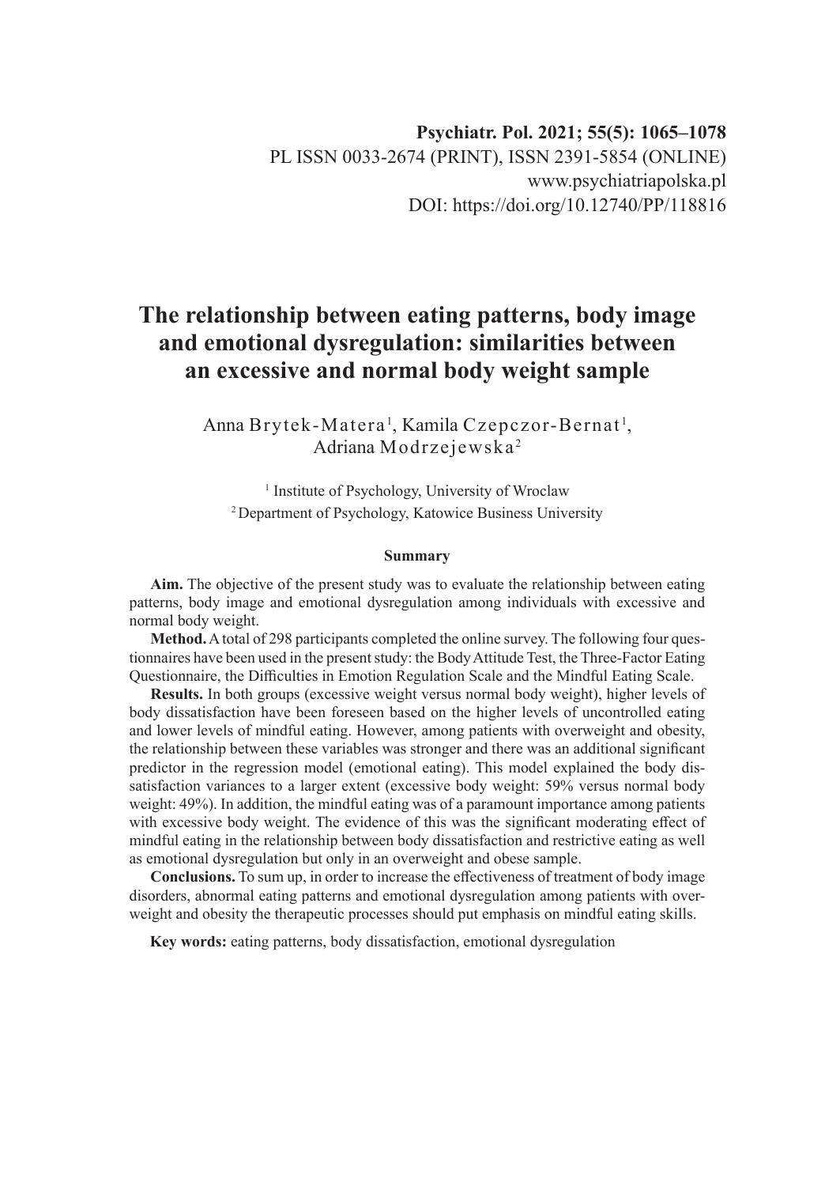Psychiatr. Pol. 2021; 55(5): 1065–1078
PL ISSN 0033-2674 (PRINT), ISSN 2391-5854 (ONLINE)
www.psychiatriapolska.pl
DOI: https://doi.org/10.12740/PP/118816

# The relationship between eating patterns, body image and emotional dysregulation: similarities between an excessive and normal body weight sample

Anna Brytek-Matera[1], Kamila Czepczor-Bernat[1], Adriana Modrzejewska[2]

[1] Institute of Psychology, University of Wroclaw
[2] Department of Psychology, Katowice Business University

## Summary

**Aim.** The objective of the present study was to evaluate the relationship between eating patterns, body image and emotional dysregulation among individuals with excessive and normal body weight.

**Method.** A total of 298 participants completed the online survey. The following four questionnaires have been used in the present study: the Body Attitude Test, the Three-Factor Eating Questionnaire, the Difficulties in Emotion Regulation Scale and the Mindful Eating Scale.

**Results.** In both groups (excessive weight versus normal body weight), higher levels of body dissatisfaction have been foreseen based on the higher levels of uncontrolled eating and lower levels of mindful eating. However, among patients with overweight and obesity, the relationship between these variables was stronger and there was an additional significant predictor in the regression model (emotional eating). This model explained the body dissatisfaction variances to a larger extent (excessive body weight: 59% versus normal body weight: 49%). In addition, the mindful eating was of a paramount importance among patients with excessive body weight. The evidence of this was the significant moderating effect of mindful eating in the relationship between body dissatisfaction and restrictive eating as well as emotional dysregulation but only in an overweight and obese sample.

**Conclusions.** To sum up, in order to increase the effectiveness of treatment of body image disorders, abnormal eating patterns and emotional dysregulation among patients with overweight and obesity the therapeutic processes should put emphasis on mindful eating skills.

**Key words:** eating patterns, body dissatisfaction, emotional dysregulation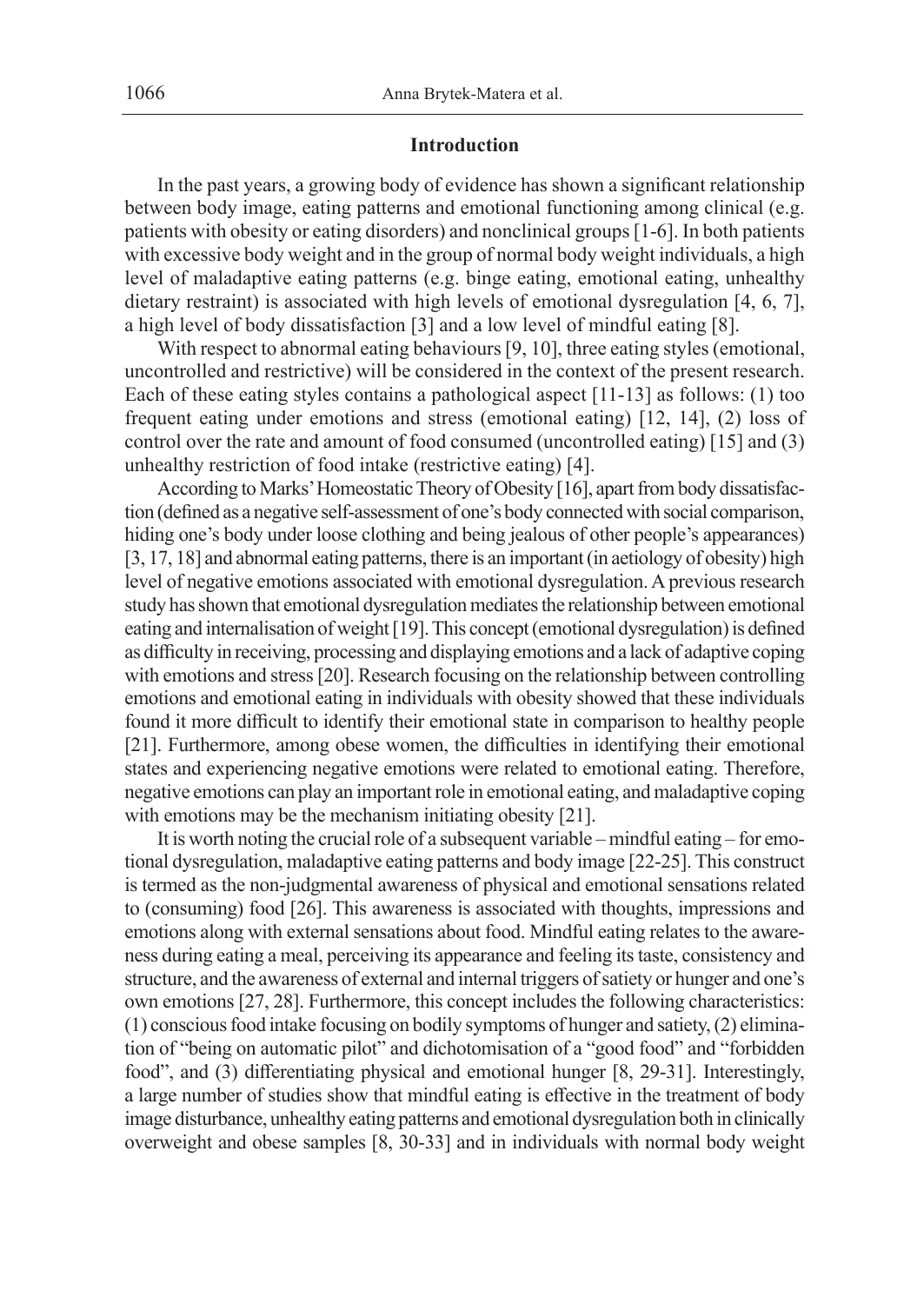## Introduction

In the past years, a growing body of evidence has shown a significant relationship between body image, eating patterns and emotional functioning among clinical (e.g. patients with obesity or eating disorders) and nonclinical groups [1-6]. In both patients with excessive body weight and in the group of normal body weight individuals, a high level of maladaptive eating patterns (e.g. binge eating, emotional eating, unhealthy dietary restraint) is associated with high levels of emotional dysregulation [4, 6, 7], a high level of body dissatisfaction [3] and a low level of mindful eating [8].

With respect to abnormal eating behaviours [9, 10], three eating styles (emotional, uncontrolled and restrictive) will be considered in the context of the present research. Each of these eating styles contains a pathological aspect [11-13] as follows: (1) too frequent eating under emotions and stress (emotional eating) [12, 14], (2) loss of control over the rate and amount of food consumed (uncontrolled eating) [15] and (3) unhealthy restriction of food intake (restrictive eating) [4].

According to Marks' Homeostatic Theory of Obesity [16], apart from body dissatisfaction (defined as a negative self-assessment of one's body connected with social comparison, hiding one's body under loose clothing and being jealous of other people's appearances) [3, 17, 18] and abnormal eating patterns, there is an important (in aetiology of obesity) high level of negative emotions associated with emotional dysregulation. A previous research study has shown that emotional dysregulation mediates the relationship between emotional eating and internalisation of weight [19]. This concept (emotional dysregulation) is defined as difficulty in receiving, processing and displaying emotions and a lack of adaptive coping with emotions and stress [20]. Research focusing on the relationship between controlling emotions and emotional eating in individuals with obesity showed that these individuals found it more difficult to identify their emotional state in comparison to healthy people [21]. Furthermore, among obese women, the difficulties in identifying their emotional states and experiencing negative emotions were related to emotional eating. Therefore, negative emotions can play an important role in emotional eating, and maladaptive coping with emotions may be the mechanism initiating obesity [21].

It is worth noting the crucial role of a subsequent variable – mindful eating – for emotional dysregulation, maladaptive eating patterns and body image [22-25]. This construct is termed as the non-judgmental awareness of physical and emotional sensations related to (consuming) food [26]. This awareness is associated with thoughts, impressions and emotions along with external sensations about food. Mindful eating relates to the awareness during eating a meal, perceiving its appearance and feeling its taste, consistency and structure, and the awareness of external and internal triggers of satiety or hunger and one's own emotions [27, 28]. Furthermore, this concept includes the following characteristics: (1) conscious food intake focusing on bodily symptoms of hunger and satiety, (2) elimination of "being on automatic pilot" and dichotomisation of a "good food" and "forbidden food", and (3) differentiating physical and emotional hunger [8, 29-31]. Interestingly, a large number of studies show that mindful eating is effective in the treatment of body image disturbance, unhealthy eating patterns and emotional dysregulation both in clinically overweight and obese samples [8, 30-33] and in individuals with normal body weight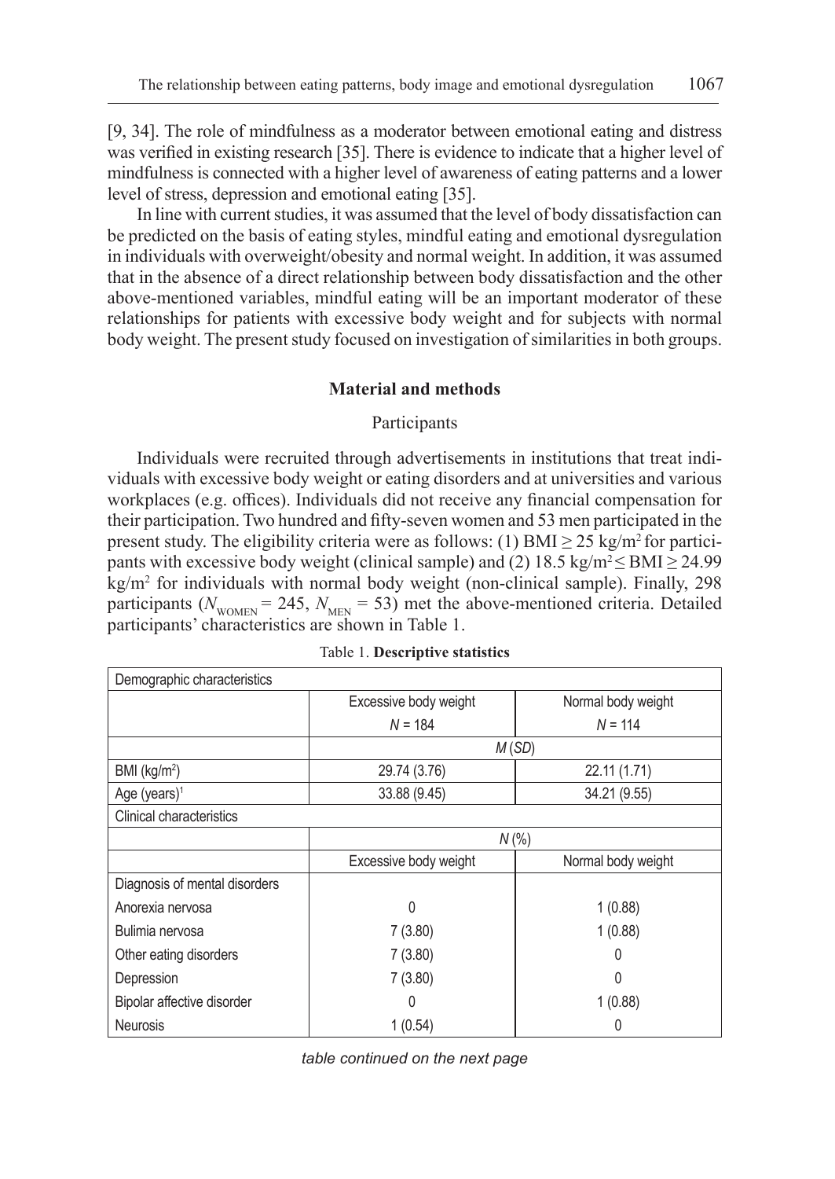[9, 34]. The role of mindfulness as a moderator between emotional eating and distress was verified in existing research [35]. There is evidence to indicate that a higher level of mindfulness is connected with a higher level of awareness of eating patterns and a lower level of stress, depression and emotional eating [35].

In line with current studies, it was assumed that the level of body dissatisfaction can be predicted on the basis of eating styles, mindful eating and emotional dysregulation in individuals with overweight/obesity and normal weight. In addition, it was assumed that in the absence of a direct relationship between body dissatisfaction and the other above-mentioned variables, mindful eating will be an important moderator of these relationships for patients with excessive body weight and for subjects with normal body weight. The present study focused on investigation of similarities in both groups.

## Material and methods

### Participants

Individuals were recruited through advertisements in institutions that treat individuals with excessive body weight or eating disorders and at universities and various workplaces (e.g. offices). Individuals did not receive any financial compensation for their participation. Two hundred and fifty-seven women and 53 men participated in the present study. The eligibility criteria were as follows: (1) BMI $\geq$ 25 kg/m$^2$ for participants with excessive body weight (clinical sample) and (2) 18.5 kg/m$^2$ $\leq$ BMI $\geq$ 24.99 kg/m$^2$ for individuals with normal body weight (non-clinical sample). Finally, 298 participants ($N_{\text{WOMEN}}$ = 245, $N_{\text{MEN}}$ = 53) met the above-mentioned criteria. Detailed participants' characteristics are shown in Table 1.

Table 1. **Descriptive statistics**

| Demographic characteristics | | |
|---|---|---|
| | Excessive body weight | Normal body weight |
| | *N* = 184 | *N* = 114 |
| | *M* (*SD*) | |
| BMI (kg/m$^2$) | 29.74 (3.76) | 22.11 (1.71) |
| Age (years)[1] | 33.88 (9.45) | 34.21 (9.55) |
| Clinical characteristics | | |
| | *N* (%) | |
| | Excessive body weight | Normal body weight |
| Diagnosis of mental disorders | | |
| Anorexia nervosa | 0 | 1 (0.88) |
| Bulimia nervosa | 7 (3.80) | 1 (0.88) |
| Other eating disorders | 7 (3.80) | 0 |
| Depression | 7 (3.80) | 0 |
| Bipolar affective disorder | 0 | 1 (0.88) |
| Neurosis | 1 (0.54) | 0 |

*table continued on the next page*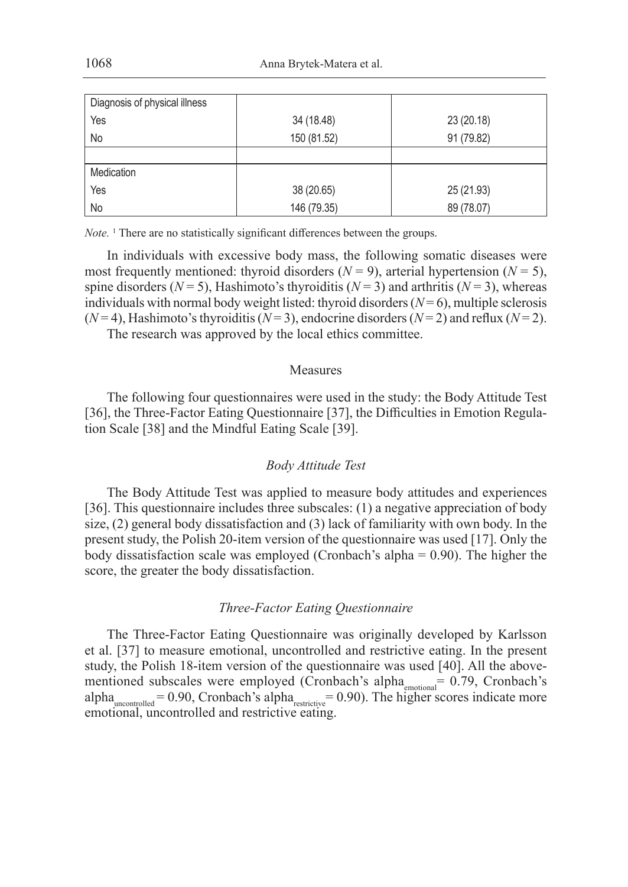| | | |
|---|---|---|
| Diagnosis of physical illness | | |
| Yes | 34 (18.48) | 23 (20.18) |
| No | 150 (81.52) | 91 (79.82) |
| | | |
| Medication | | |
| Yes | 38 (20.65) | 25 (21.93) |
| No | 146 (79.35) | 89 (78.07) |

*Note.* [1] There are no statistically significant differences between the groups.

In individuals with excessive body mass, the following somatic diseases were most frequently mentioned: thyroid disorders ($N = 9$), arterial hypertension ($N = 5$), spine disorders ($N = 5$), Hashimoto's thyroiditis ($N = 3$) and arthritis ($N = 3$), whereas individuals with normal body weight listed: thyroid disorders ($N = 6$), multiple sclerosis ($N = 4$), Hashimoto's thyroiditis ($N = 3$), endocrine disorders ($N = 2$) and reflux ($N = 2$).

The research was approved by the local ethics committee.

## Measures

The following four questionnaires were used in the study: the Body Attitude Test [36], the Three-Factor Eating Questionnaire [37], the Difficulties in Emotion Regulation Scale [38] and the Mindful Eating Scale [39].

### *Body Attitude Test*

The Body Attitude Test was applied to measure body attitudes and experiences [36]. This questionnaire includes three subscales: (1) a negative appreciation of body size, (2) general body dissatisfaction and (3) lack of familiarity with own body. In the present study, the Polish 20-item version of the questionnaire was used [17]. Only the body dissatisfaction scale was employed (Cronbach's alpha = 0.90). The higher the score, the greater the body dissatisfaction.

### *Three-Factor Eating Questionnaire*

The Three-Factor Eating Questionnaire was originally developed by Karlsson et al. [37] to measure emotional, uncontrolled and restrictive eating. In the present study, the Polish 18-item version of the questionnaire was used [40]. All the above-mentioned subscales were employed (Cronbach's $\text{alpha}_{emotional} = 0.79$, Cronbach's $\text{alpha}_{uncontrolled} = 0.90$, Cronbach's $\text{alpha}_{restrictive} = 0.90$). The higher scores indicate more emotional, uncontrolled and restrictive eating.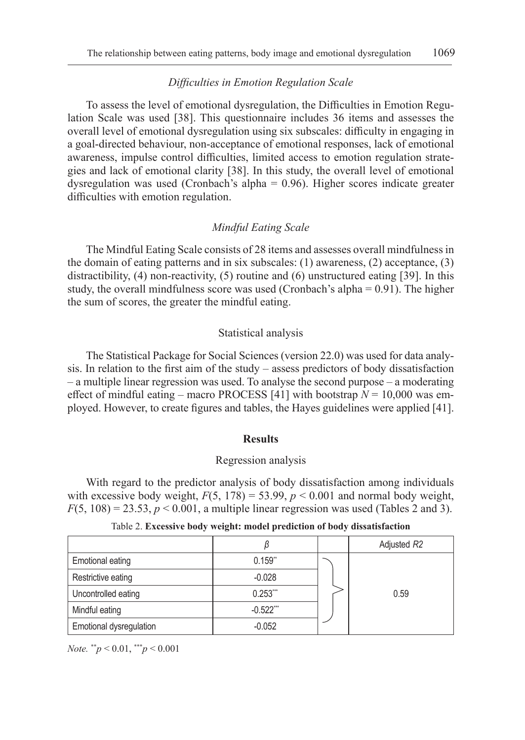### *Difficulties in Emotion Regulation Scale*

To assess the level of emotional dysregulation, the Difficulties in Emotion Regulation Scale was used [38]. This questionnaire includes 36 items and assesses the overall level of emotional dysregulation using six subscales: difficulty in engaging in a goal-directed behaviour, non-acceptance of emotional responses, lack of emotional awareness, impulse control difficulties, limited access to emotion regulation strategies and lack of emotional clarity [38]. In this study, the overall level of emotional dysregulation was used (Cronbach's alpha = 0.96). Higher scores indicate greater difficulties with emotion regulation.

### *Mindful Eating Scale*

The Mindful Eating Scale consists of 28 items and assesses overall mindfulness in the domain of eating patterns and in six subscales: (1) awareness, (2) acceptance, (3) distractibility, (4) non-reactivity, (5) routine and (6) unstructured eating [39]. In this study, the overall mindfulness score was used (Cronbach's alpha = 0.91). The higher the sum of scores, the greater the mindful eating.

## Statistical analysis

The Statistical Package for Social Sciences (version 22.0) was used for data analysis. In relation to the first aim of the study – assess predictors of body dissatisfaction – a multiple linear regression was used. To analyse the second purpose – a moderating effect of mindful eating – macro PROCESS [41] with bootstrap $N = 10{,}000$ was employed. However, to create figures and tables, the Hayes guidelines were applied [41].

# **Results**

## Regression analysis

With regard to the predictor analysis of body dissatisfaction among individuals with excessive body weight, $F(5, 178) = 53.99$, $p < 0.001$ and normal body weight, $F(5, 108) = 23.53$, $p < 0.001$, a multiple linear regression was used (Tables 2 and 3).

Table 2. **Excessive body weight: model prediction of body dissatisfaction**

| | $\beta$ | Adjusted $R2$ |
|---|---|---|
| Emotional eating | $0.159^{**}$ | 0.59 |
| Restrictive eating | -0.028 | |
| Uncontrolled eating | $0.253^{***}$ | |
| Mindful eating | $-0.522^{***}$ | |
| Emotional dysregulation | -0.052 | |

*Note.* $^{**}p < 0.01$, $^{***}p < 0.001$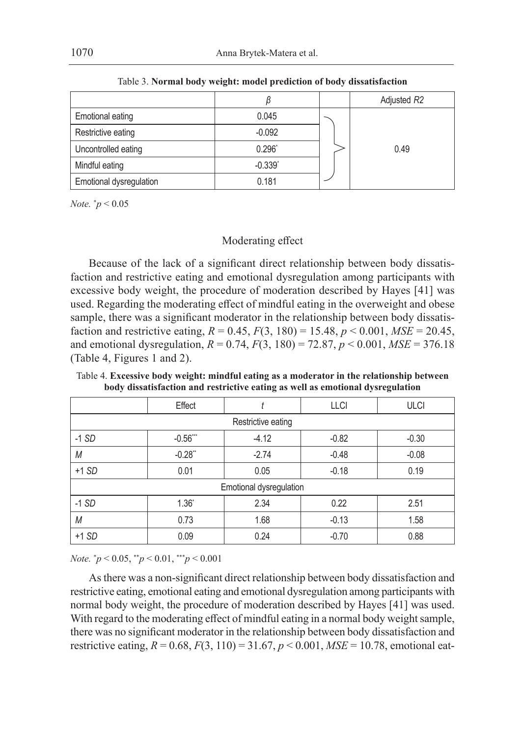Table 3. **Normal body weight: model prediction of body dissatisfaction**

| | $\beta$ | Adjusted $R2$ |
|---|---|---|
| Emotional eating | 0.045 | 0.49 |
| Restrictive eating | -0.092 | |
| Uncontrolled eating | 0.296* | |
| Mindful eating | -0.339* | |
| Emotional dysregulation | 0.181 | |

*Note.* $^{*}p < 0.05$

## Moderating effect

Because of the lack of a significant direct relationship between body dissatisfaction and restrictive eating and emotional dysregulation among participants with excessive body weight, the procedure of moderation described by Hayes [41] was used. Regarding the moderating effect of mindful eating in the overweight and obese sample, there was a significant moderator in the relationship between body dissatisfaction and restrictive eating, $R = 0.45$, $F(3, 180) = 15.48$, $p < 0.001$, $MSE = 20.45$, and emotional dysregulation, $R = 0.74$, $F(3, 180) = 72.87$, $p < 0.001$, $MSE = 376.18$ (Table 4, Figures 1 and 2).

Table 4. **Excessive body weight: mindful eating as a moderator in the relationship between body dissatisfaction and restrictive eating as well as emotional dysregulation**

| | Effect | $t$ | LLCI | ULCI |
|---|---|---|---|---|
| Restrictive eating | | | | |
| -1 *SD* | -0.56*** | -4.12 | -0.82 | -0.30 |
| *M* | -0.28** | -2.74 | -0.48 | -0.08 |
| +1 *SD* | 0.01 | 0.05 | -0.18 | 0.19 |
| Emotional dysregulation | | | | |
| -1 *SD* | 1.36* | 2.34 | 0.22 | 2.51 |
| *M* | 0.73 | 1.68 | -0.13 | 1.58 |
| +1 *SD* | 0.09 | 0.24 | -0.70 | 0.88 |

*Note.* $^{*}p < 0.05$, $^{**}p < 0.01$, $^{***}p < 0.001$

As there was a non-significant direct relationship between body dissatisfaction and restrictive eating, emotional eating and emotional dysregulation among participants with normal body weight, the procedure of moderation described by Hayes [41] was used. With regard to the moderating effect of mindful eating in a normal body weight sample, there was no significant moderator in the relationship between body dissatisfaction and restrictive eating, $R = 0.68$, $F(3, 110) = 31.67$, $p < 0.001$, $MSE = 10.78$, emotional eat-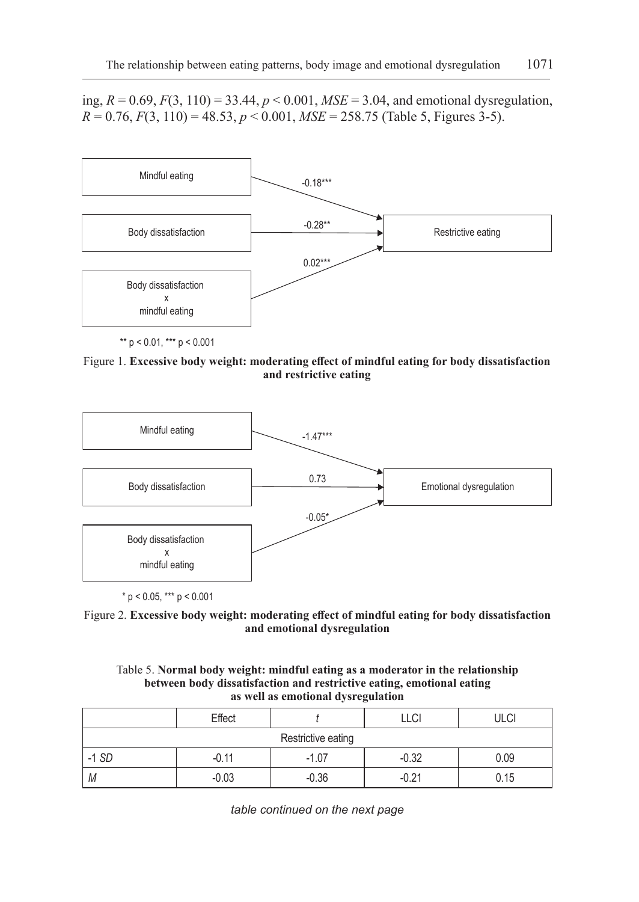ing, $R = 0.69$, $F(3, 110) = 33.44$, $p < 0.001$, $MSE = 3.04$, and emotional dysregulation, $R = 0.76$, $F(3, 110) = 48.53$, $p < 0.001$, $MSE = 258.75$ (Table 5, Figures 3-5).

Mindful eating → Restrictive eating: -0.18***

Body dissatisfaction → Restrictive eating: -0.28**

Body dissatisfaction x mindful eating → Restrictive eating: 0.02***

** p < 0.01, *** p < 0.001

Figure 1. **Excessive body weight: moderating effect of mindful eating for body dissatisfaction and restrictive eating**

Mindful eating → Emotional dysregulation: -1.47***

Body dissatisfaction → Emotional dysregulation: 0.73

Body dissatisfaction x mindful eating → Emotional dysregulation: -0.05*

* p < 0.05, *** p < 0.001

Figure 2. **Excessive body weight: moderating effect of mindful eating for body dissatisfaction and emotional dysregulation**

Table 5. **Normal body weight: mindful eating as a moderator in the relationship between body dissatisfaction and restrictive eating, emotional eating as well as emotional dysregulation**

| | Effect | *t* | LLCI | ULCI |
|---|---|---|---|---|
| Restrictive eating | | | | |
| -1 *SD* | -0.11 | -1.07 | -0.32 | 0.09 |
| *M* | -0.03 | -0.36 | -0.21 | 0.15 |

*table continued on the next page*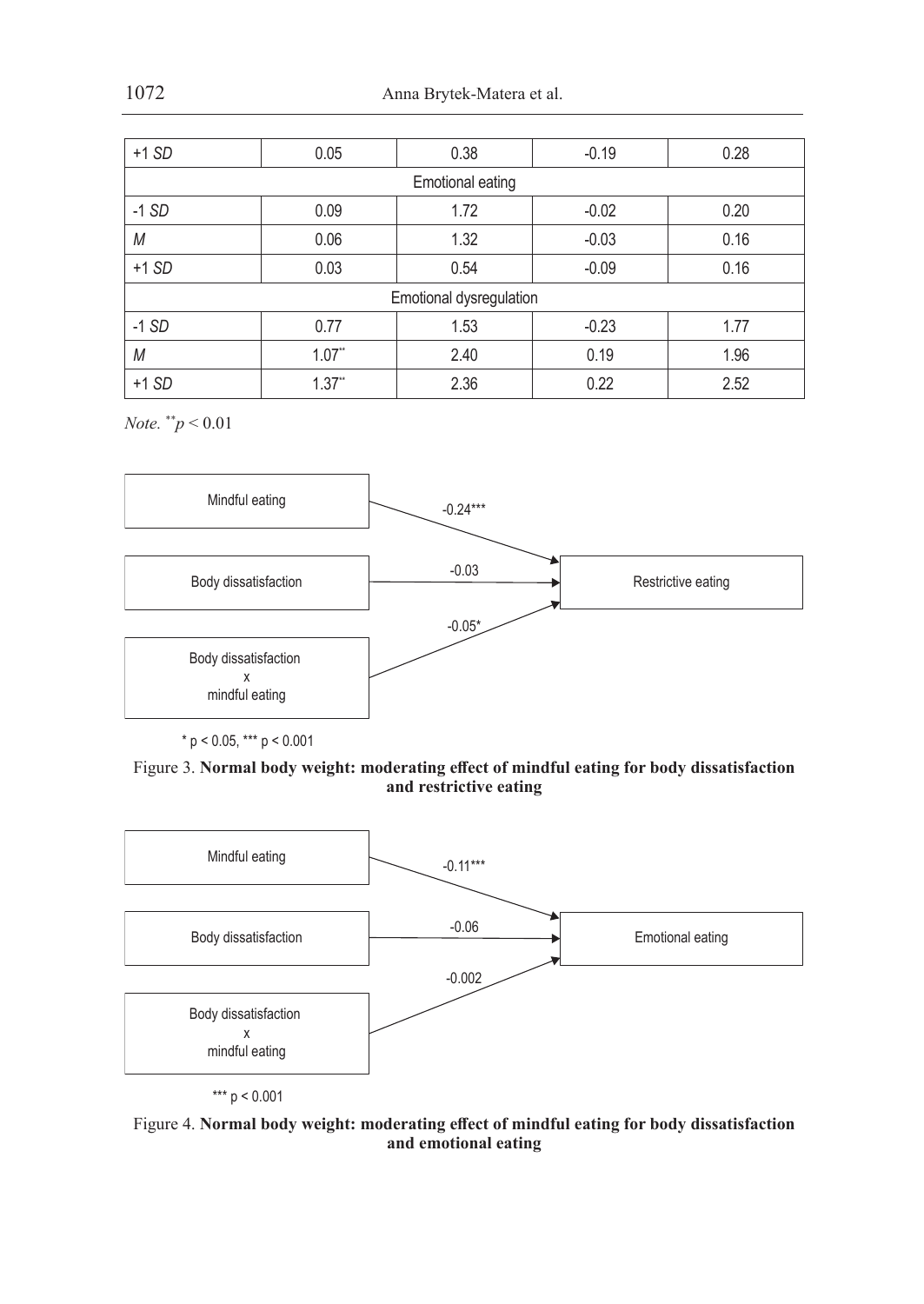| | | | | |
|---|---|---|---|---|
| +1 *SD* | 0.05 | 0.38 | -0.19 | 0.28 |
| Emotional eating | | | | |
| -1 *SD* | 0.09 | 1.72 | -0.02 | 0.20 |
| *M* | 0.06 | 1.32 | -0.03 | 0.16 |
| +1 *SD* | 0.03 | 0.54 | -0.09 | 0.16 |
| Emotional dysregulation | | | | |
| -1 *SD* | 0.77 | 1.53 | -0.23 | 1.77 |
| *M* | 1.07** | 2.40 | 0.19 | 1.96 |
| +1 *SD* | 1.37** | 2.36 | 0.22 | 2.52 |

*Note.* $^{**}p < 0.01$

Mindful eating → Restrictive eating: -0.24***

Body dissatisfaction → Restrictive eating: -0.03

Body dissatisfaction x mindful eating → Restrictive eating: -0.05*

\* p < 0.05, *** p < 0.001

Figure 3. **Normal body weight: moderating effect of mindful eating for body dissatisfaction and restrictive eating**

Mindful eating → Emotional eating: -0.11***

Body dissatisfaction → Emotional eating: -0.06

Body dissatisfaction x mindful eating → Emotional eating: -0.002

*** p < 0.001

Figure 4. **Normal body weight: moderating effect of mindful eating for body dissatisfaction and emotional eating**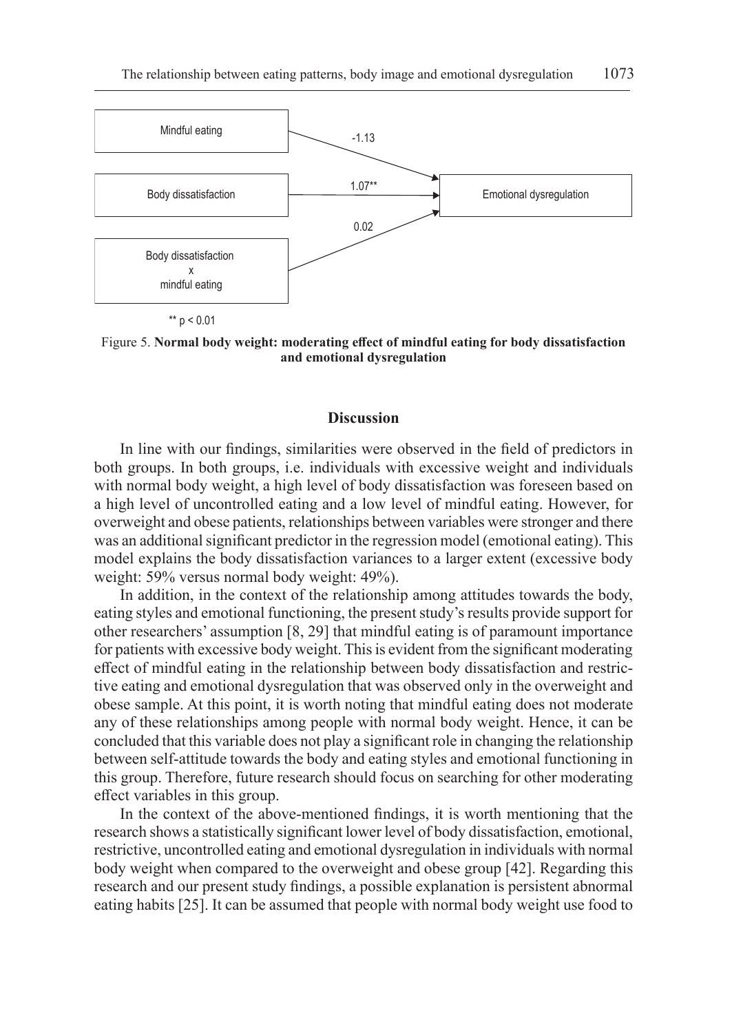Mindful eating → Emotional dysregulation: -1.13

Body dissatisfaction → Emotional dysregulation: 1.07**

Body dissatisfaction x mindful eating → Emotional dysregulation: 0.02

** $p < 0.01$

Figure 5. **Normal body weight: moderating effect of mindful eating for body dissatisfaction and emotional dysregulation**

## Discussion

In line with our findings, similarities were observed in the field of predictors in both groups. In both groups, i.e. individuals with excessive weight and individuals with normal body weight, a high level of body dissatisfaction was foreseen based on a high level of uncontrolled eating and a low level of mindful eating. However, for overweight and obese patients, relationships between variables were stronger and there was an additional significant predictor in the regression model (emotional eating). This model explains the body dissatisfaction variances to a larger extent (excessive body weight: 59% versus normal body weight: 49%).

In addition, in the context of the relationship among attitudes towards the body, eating styles and emotional functioning, the present study's results provide support for other researchers' assumption [8, 29] that mindful eating is of paramount importance for patients with excessive body weight. This is evident from the significant moderating effect of mindful eating in the relationship between body dissatisfaction and restrictive eating and emotional dysregulation that was observed only in the overweight and obese sample. At this point, it is worth noting that mindful eating does not moderate any of these relationships among people with normal body weight. Hence, it can be concluded that this variable does not play a significant role in changing the relationship between self-attitude towards the body and eating styles and emotional functioning in this group. Therefore, future research should focus on searching for other moderating effect variables in this group.

In the context of the above-mentioned findings, it is worth mentioning that the research shows a statistically significant lower level of body dissatisfaction, emotional, restrictive, uncontrolled eating and emotional dysregulation in individuals with normal body weight when compared to the overweight and obese group [42]. Regarding this research and our present study findings, a possible explanation is persistent abnormal eating habits [25]. It can be assumed that people with normal body weight use food to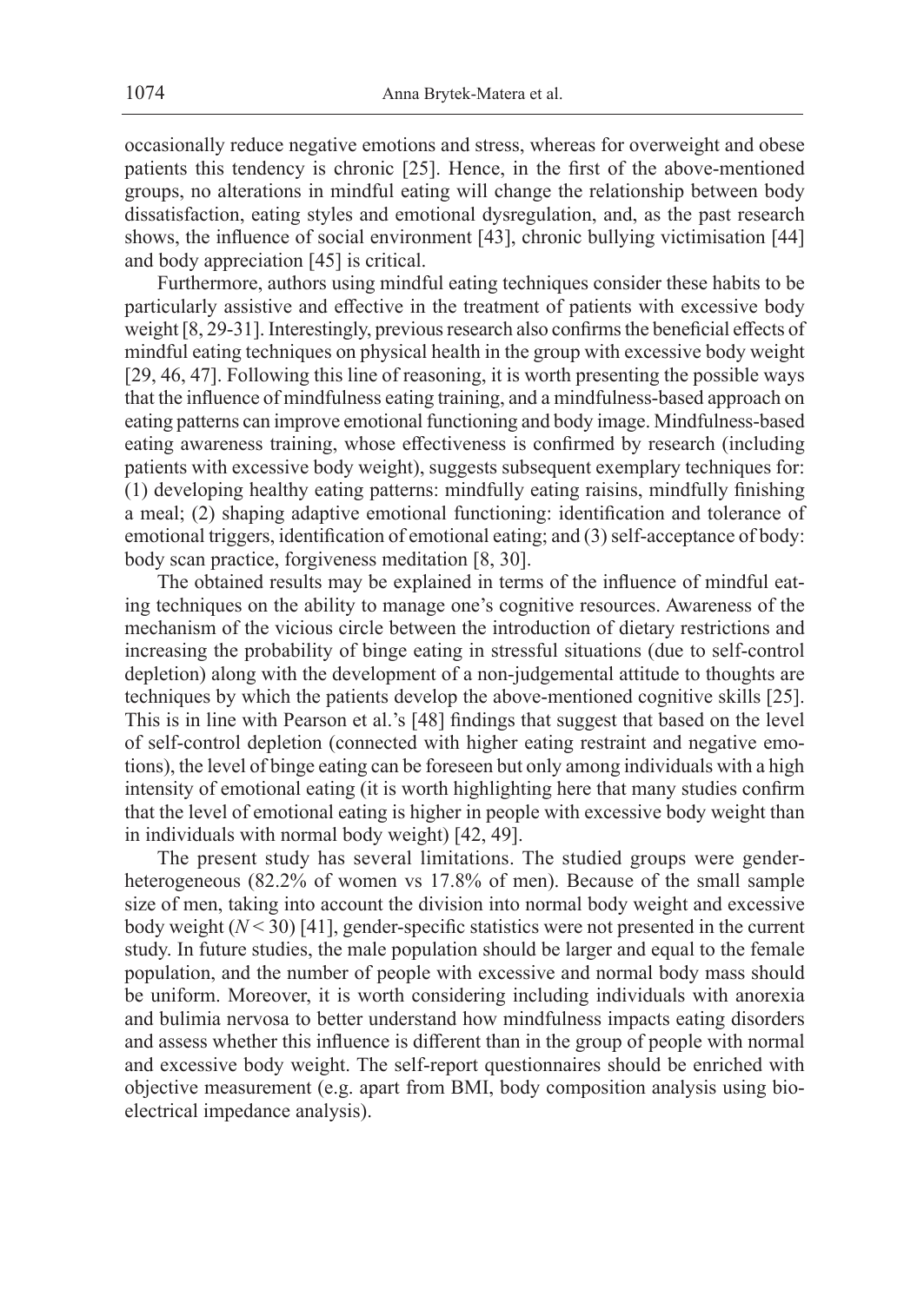occasionally reduce negative emotions and stress, whereas for overweight and obese patients this tendency is chronic [25]. Hence, in the first of the above-mentioned groups, no alterations in mindful eating will change the relationship between body dissatisfaction, eating styles and emotional dysregulation, and, as the past research shows, the influence of social environment [43], chronic bullying victimisation [44] and body appreciation [45] is critical.

Furthermore, authors using mindful eating techniques consider these habits to be particularly assistive and effective in the treatment of patients with excessive body weight [8, 29-31]. Interestingly, previous research also confirms the beneficial effects of mindful eating techniques on physical health in the group with excessive body weight [29, 46, 47]. Following this line of reasoning, it is worth presenting the possible ways that the influence of mindfulness eating training, and a mindfulness-based approach on eating patterns can improve emotional functioning and body image. Mindfulness-based eating awareness training, whose effectiveness is confirmed by research (including patients with excessive body weight), suggests subsequent exemplary techniques for: (1) developing healthy eating patterns: mindfully eating raisins, mindfully finishing a meal; (2) shaping adaptive emotional functioning: identification and tolerance of emotional triggers, identification of emotional eating; and (3) self-acceptance of body: body scan practice, forgiveness meditation [8, 30].

The obtained results may be explained in terms of the influence of mindful eating techniques on the ability to manage one's cognitive resources. Awareness of the mechanism of the vicious circle between the introduction of dietary restrictions and increasing the probability of binge eating in stressful situations (due to self-control depletion) along with the development of a non-judgemental attitude to thoughts are techniques by which the patients develop the above-mentioned cognitive skills [25]. This is in line with Pearson et al.'s [48] findings that suggest that based on the level of self-control depletion (connected with higher eating restraint and negative emotions), the level of binge eating can be foreseen but only among individuals with a high intensity of emotional eating (it is worth highlighting here that many studies confirm that the level of emotional eating is higher in people with excessive body weight than in individuals with normal body weight) [42, 49].

The present study has several limitations. The studied groups were gender-heterogeneous (82.2% of women vs 17.8% of men). Because of the small sample size of men, taking into account the division into normal body weight and excessive body weight ($N < 30$) [41], gender-specific statistics were not presented in the current study. In future studies, the male population should be larger and equal to the female population, and the number of people with excessive and normal body mass should be uniform. Moreover, it is worth considering including individuals with anorexia and bulimia nervosa to better understand how mindfulness impacts eating disorders and assess whether this influence is different than in the group of people with normal and excessive body weight. The self-report questionnaires should be enriched with objective measurement (e.g. apart from BMI, body composition analysis using bioelectrical impedance analysis).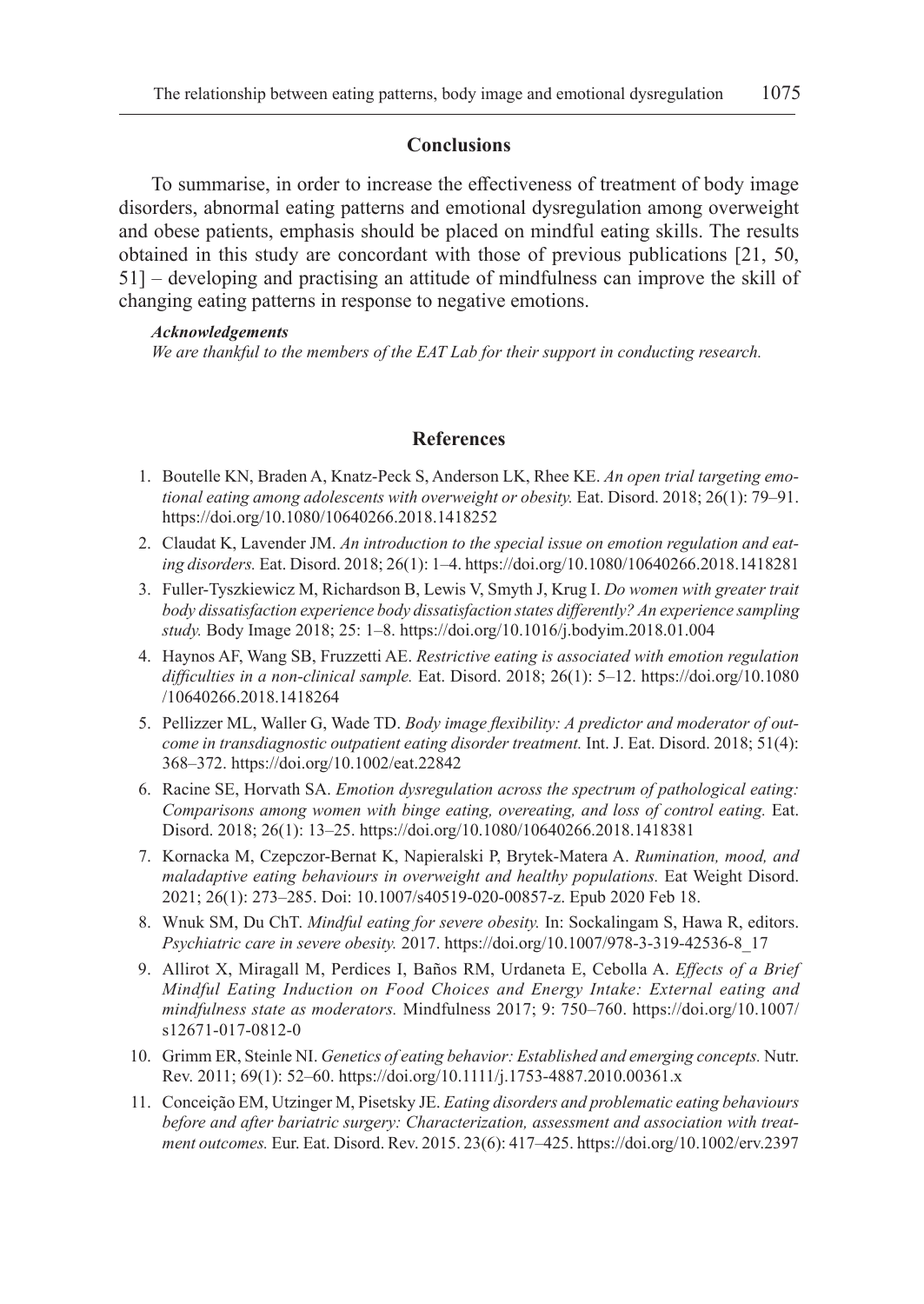## Conclusions

To summarise, in order to increase the effectiveness of treatment of body image disorders, abnormal eating patterns and emotional dysregulation among overweight and obese patients, emphasis should be placed on mindful eating skills. The results obtained in this study are concordant with those of previous publications [21, 50, 51] – developing and practising an attitude of mindfulness can improve the skill of changing eating patterns in response to negative emotions.

***Acknowledgements***

*We are thankful to the members of the EAT Lab for their support in conducting research.*

## References

1. Boutelle KN, Braden A, Knatz-Peck S, Anderson LK, Rhee KE. *An open trial targeting emotional eating among adolescents with overweight or obesity.* Eat. Disord. 2018; 26(1): 79–91. https://doi.org/10.1080/10640266.2018.1418252
2. Claudat K, Lavender JM. *An introduction to the special issue on emotion regulation and eating disorders.* Eat. Disord. 2018; 26(1): 1–4. https://doi.org/10.1080/10640266.2018.1418281
3. Fuller-Tyszkiewicz M, Richardson B, Lewis V, Smyth J, Krug I. *Do women with greater trait body dissatisfaction experience body dissatisfaction states differently? An experience sampling study.* Body Image 2018; 25: 1–8. https://doi.org/10.1016/j.bodyim.2018.01.004
4. Haynos AF, Wang SB, Fruzzetti AE. *Restrictive eating is associated with emotion regulation difficulties in a non-clinical sample.* Eat. Disord. 2018; 26(1): 5–12. https://doi.org/10.1080/10640266.2018.1418264
5. Pellizzer ML, Waller G, Wade TD. *Body image flexibility: A predictor and moderator of outcome in transdiagnostic outpatient eating disorder treatment.* Int. J. Eat. Disord. 2018; 51(4): 368–372. https://doi.org/10.1002/eat.22842
6. Racine SE, Horvath SA. *Emotion dysregulation across the spectrum of pathological eating: Comparisons among women with binge eating, overeating, and loss of control eating.* Eat. Disord. 2018; 26(1): 13–25. https://doi.org/10.1080/10640266.2018.1418381
7. Kornacka M, Czepczor-Bernat K, Napieralski P, Brytek-Matera A. *Rumination, mood, and maladaptive eating behaviours in overweight and healthy populations.* Eat Weight Disord. 2021; 26(1): 273–285. Doi: 10.1007/s40519-020-00857-z. Epub 2020 Feb 18.
8. Wnuk SM, Du ChT. *Mindful eating for severe obesity.* In: Sockalingam S, Hawa R, editors. *Psychiatric care in severe obesity.* 2017. https://doi.org/10.1007/978-3-319-42536-8_17
9. Allirot X, Miragall M, Perdices I, Baños RM, Urdaneta E, Cebolla A. *Effects of a Brief Mindful Eating Induction on Food Choices and Energy Intake: External eating and mindfulness state as moderators.* Mindfulness 2017; 9: 750–760. https://doi.org/10.1007/s12671-017-0812-0
10. Grimm ER, Steinle NI. *Genetics of eating behavior: Established and emerging concepts.* Nutr. Rev. 2011; 69(1): 52–60. https://doi.org/10.1111/j.1753-4887.2010.00361.x
11. Conceição EM, Utzinger M, Pisetsky JE. *Eating disorders and problematic eating behaviours before and after bariatric surgery: Characterization, assessment and association with treatment outcomes.* Eur. Eat. Disord. Rev. 2015. 23(6): 417–425. https://doi.org/10.1002/erv.2397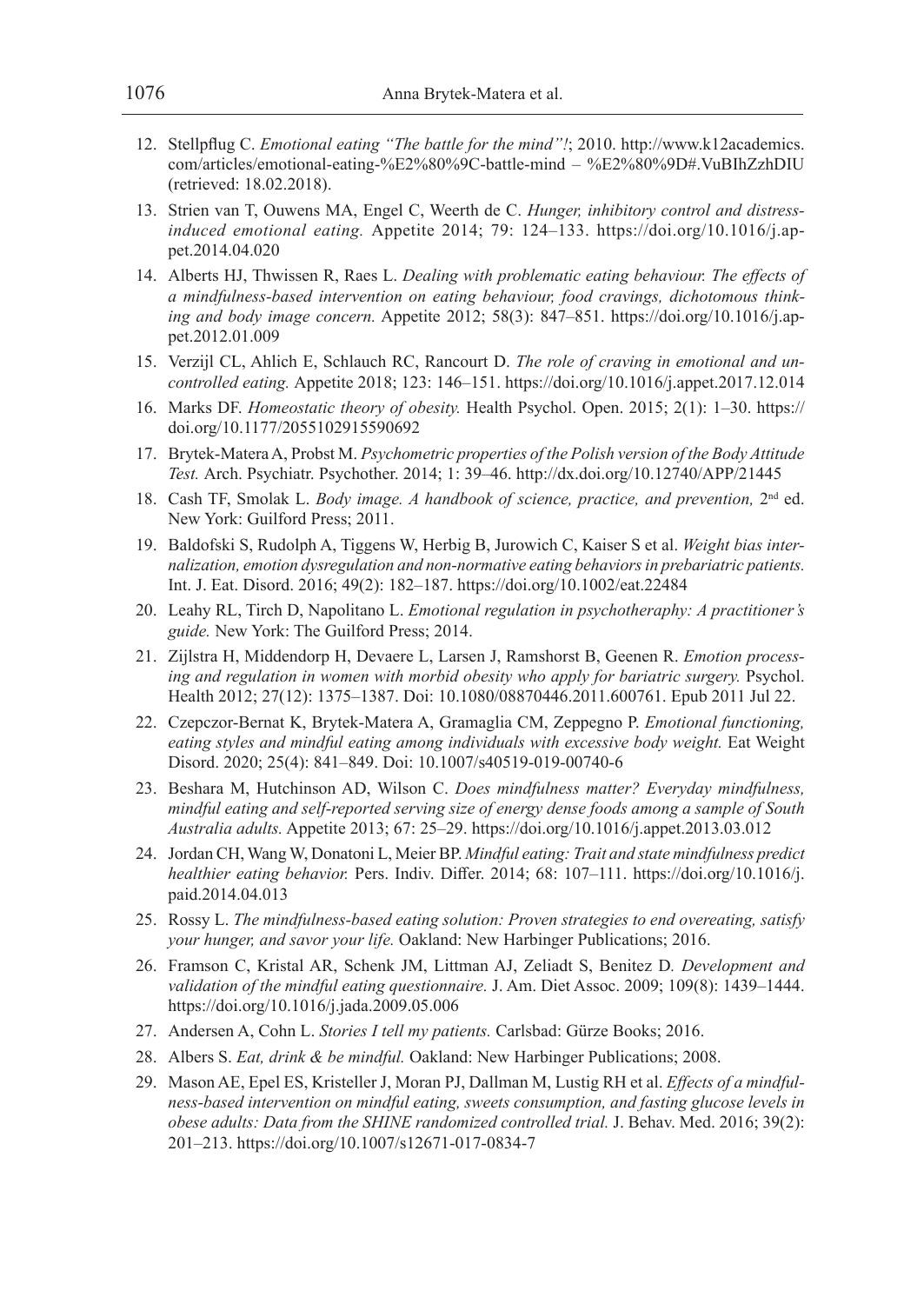12. Stellpflug C. *Emotional eating "The battle for the mind"!*; 2010. http://www.k12academics.com/articles/emotional-eating-%E2%80%9C-battle-mind – %E2%80%9D#.VuBIhZzhDIU (retrieved: 18.02.2018).
13. Strien van T, Ouwens MA, Engel C, Weerth de C. *Hunger, inhibitory control and distress-induced emotional eating.* Appetite 2014; 79: 124–133. https://doi.org/10.1016/j.appet.2014.04.020
14. Alberts HJ, Thwissen R, Raes L. *Dealing with problematic eating behaviour. The effects of a mindfulness-based intervention on eating behaviour, food cravings, dichotomous thinking and body image concern.* Appetite 2012; 58(3): 847–851. https://doi.org/10.1016/j.appet.2012.01.009
15. Verzijl CL, Ahlich E, Schlauch RC, Rancourt D. *The role of craving in emotional and uncontrolled eating.* Appetite 2018; 123: 146–151. https://doi.org/10.1016/j.appet.2017.12.014
16. Marks DF. *Homeostatic theory of obesity.* Health Psychol. Open. 2015; 2(1): 1–30. https://doi.org/10.1177/2055102915590692
17. Brytek-Matera A, Probst M. *Psychometric properties of the Polish version of the Body Attitude Test.* Arch. Psychiatr. Psychother. 2014; 1: 39–46. http://dx.doi.org/10.12740/APP/21445
18. Cash TF, Smolak L. *Body image. A handbook of science, practice, and prevention,* 2nd ed. New York: Guilford Press; 2011.
19. Baldofski S, Rudolph A, Tiggens W, Herbig B, Jurowich C, Kaiser S et al. *Weight bias internalization, emotion dysregulation and non-normative eating behaviors in prebariatric patients.* Int. J. Eat. Disord. 2016; 49(2): 182–187. https://doi.org/10.1002/eat.22484
20. Leahy RL, Tirch D, Napolitano L. *Emotional regulation in psychotheraphy: A practitioner's guide.* New York: The Guilford Press; 2014.
21. Zijlstra H, Middendorp H, Devaere L, Larsen J, Ramshorst B, Geenen R. *Emotion processing and regulation in women with morbid obesity who apply for bariatric surgery.* Psychol. Health 2012; 27(12): 1375–1387. Doi: 10.1080/08870446.2011.600761. Epub 2011 Jul 22.
22. Czepczor-Bernat K, Brytek-Matera A, Gramaglia CM, Zeppegno P. *Emotional functioning, eating styles and mindful eating among individuals with excessive body weight.* Eat Weight Disord. 2020; 25(4): 841–849. Doi: 10.1007/s40519-019-00740-6
23. Beshara M, Hutchinson AD, Wilson C. *Does mindfulness matter? Everyday mindfulness, mindful eating and self-reported serving size of energy dense foods among a sample of South Australia adults.* Appetite 2013; 67: 25–29. https://doi.org/10.1016/j.appet.2013.03.012
24. Jordan CH, Wang W, Donatoni L, Meier BP. *Mindful eating: Trait and state mindfulness predict healthier eating behavior.* Pers. Indiv. Differ. 2014; 68: 107–111. https://doi.org/10.1016/j.paid.2014.04.013
25. Rossy L. *The mindfulness-based eating solution: Proven strategies to end overeating, satisfy your hunger, and savor your life.* Oakland: New Harbinger Publications; 2016.
26. Framson C, Kristal AR, Schenk JM, Littman AJ, Zeliadt S, Benitez D*. Development and validation of the mindful eating questionnaire.* J. Am. Diet Assoc. 2009; 109(8): 1439–1444. https://doi.org/10.1016/j.jada.2009.05.006
27. Andersen A, Cohn L. *Stories I tell my patients.* Carlsbad: Gürze Books; 2016.
28. Albers S. *Eat, drink & be mindful.* Oakland: New Harbinger Publications; 2008.
29. Mason AE, Epel ES, Kristeller J, Moran PJ, Dallman M, Lustig RH et al. *Effects of a mindfulness-based intervention on mindful eating, sweets consumption, and fasting glucose levels in obese adults: Data from the SHINE randomized controlled trial.* J. Behav. Med. 2016; 39(2): 201–213. https://doi.org/10.1007/s12671-017-0834-7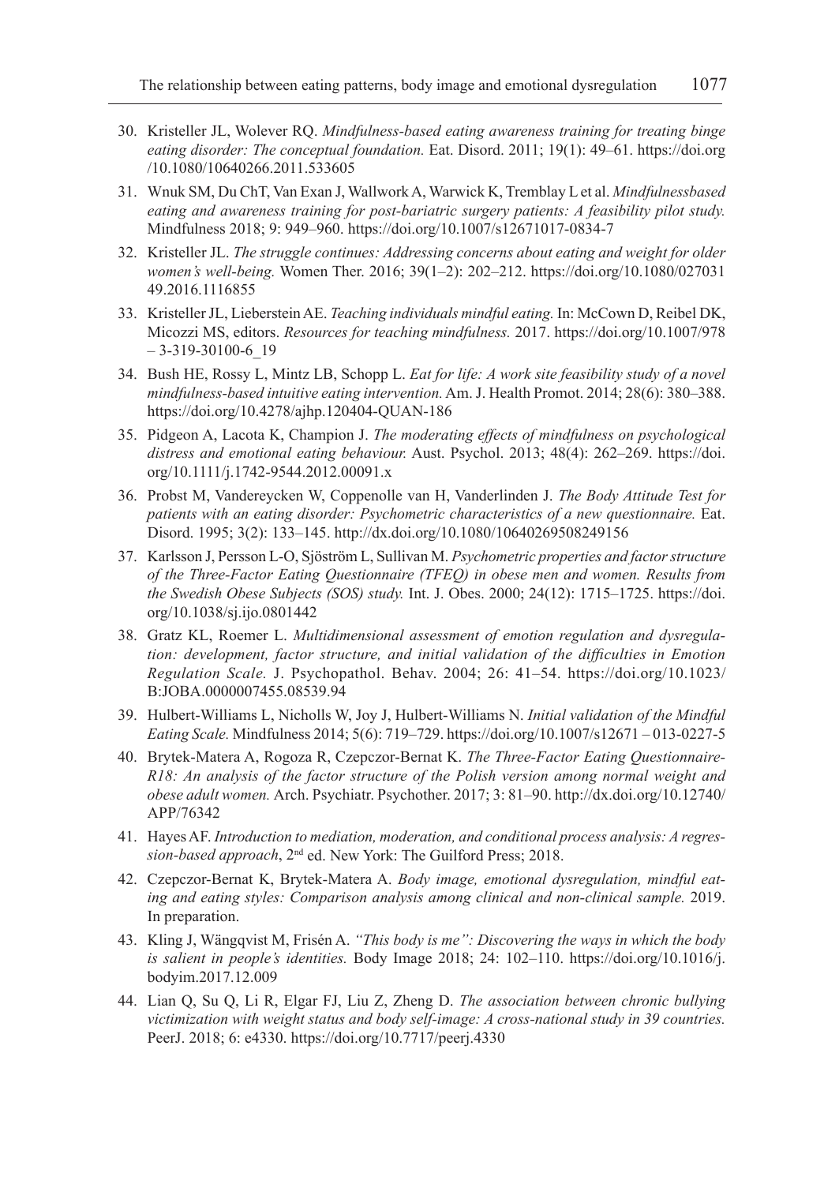30. Kristeller JL, Wolever RQ. *Mindfulness-based eating awareness training for treating binge eating disorder: The conceptual foundation.* Eat. Disord. 2011; 19(1): 49–61. https://doi.org /10.1080/10640266.2011.533605

31. Wnuk SM, Du ChT, Van Exan J, Wallwork A, Warwick K, Tremblay L et al. *Mindfulnessbased eating and awareness training for post-bariatric surgery patients: A feasibility pilot study.* Mindfulness 2018; 9: 949–960. https://doi.org/10.1007/s12671017-0834-7

32. Kristeller JL. *The struggle continues: Addressing concerns about eating and weight for older women's well-being.* Women Ther. 2016; 39(1–2): 202–212. https://doi.org/10.1080/027031 49.2016.1116855

33. Kristeller JL, Lieberstein AE. *Teaching individuals mindful eating.* In: McCown D, Reibel DK, Micozzi MS, editors. *Resources for teaching mindfulness.* 2017. https://doi.org/10.1007/978 – 3-319-30100-6_19

34. Bush HE, Rossy L, Mintz LB, Schopp L. *Eat for life: A work site feasibility study of a novel mindfulness-based intuitive eating intervention.* Am. J. Health Promot. 2014; 28(6): 380–388. https://doi.org/10.4278/ajhp.120404-QUAN-186

35. Pidgeon A, Lacota K, Champion J. *The moderating effects of mindfulness on psychological distress and emotional eating behaviour.* Aust. Psychol. 2013; 48(4): 262–269. https://doi. org/10.1111/j.1742-9544.2012.00091.x

36. Probst M, Vandereycken W, Coppenolle van H, Vanderlinden J. *The Body Attitude Test for patients with an eating disorder: Psychometric characteristics of a new questionnaire.* Eat. Disord. 1995; 3(2): 133–145. http://dx.doi.org/10.1080/10640269508249156

37. Karlsson J, Persson L-O, Sjöström L, Sullivan M. *Psychometric properties and factor structure of the Three-Factor Eating Questionnaire (TFEQ) in obese men and women. Results from the Swedish Obese Subjects (SOS) study.* Int. J. Obes. 2000; 24(12): 1715–1725. https://doi. org/10.1038/sj.ijo.0801442

38. Gratz KL, Roemer L. *Multidimensional assessment of emotion regulation and dysregulation: development, factor structure, and initial validation of the difficulties in Emotion Regulation Scale.* J. Psychopathol. Behav. 2004; 26: 41–54. https://doi.org/10.1023/ B:JOBA.0000007455.08539.94

39. Hulbert-Williams L, Nicholls W, Joy J, Hulbert-Williams N. *Initial validation of the Mindful Eating Scale.* Mindfulness 2014; 5(6): 719–729. https://doi.org/10.1007/s12671 – 013-0227-5

40. Brytek-Matera A, Rogoza R, Czepczor-Bernat K. *The Three-Factor Eating Questionnaire-R18: An analysis of the factor structure of the Polish version among normal weight and obese adult women.* Arch. Psychiatr. Psychother. 2017; 3: 81–90. http://dx.doi.org/10.12740/ APP/76342

41. Hayes AF. *Introduction to mediation, moderation, and conditional process analysis: A regression-based approach*, 2nd ed. New York: The Guilford Press; 2018.

42. Czepczor-Bernat K, Brytek-Matera A. *Body image, emotional dysregulation, mindful eating and eating styles: Comparison analysis among clinical and non-clinical sample.* 2019. In preparation.

43. Kling J, Wängqvist M, Frisén A. *"This body is me": Discovering the ways in which the body is salient in people's identities.* Body Image 2018; 24: 102–110. https://doi.org/10.1016/j. bodyim.2017.12.009

44. Lian Q, Su Q, Li R, Elgar FJ, Liu Z, Zheng D. *The association between chronic bullying victimization with weight status and body self-image: A cross-national study in 39 countries.* PeerJ. 2018; 6: e4330. https://doi.org/10.7717/peerj.4330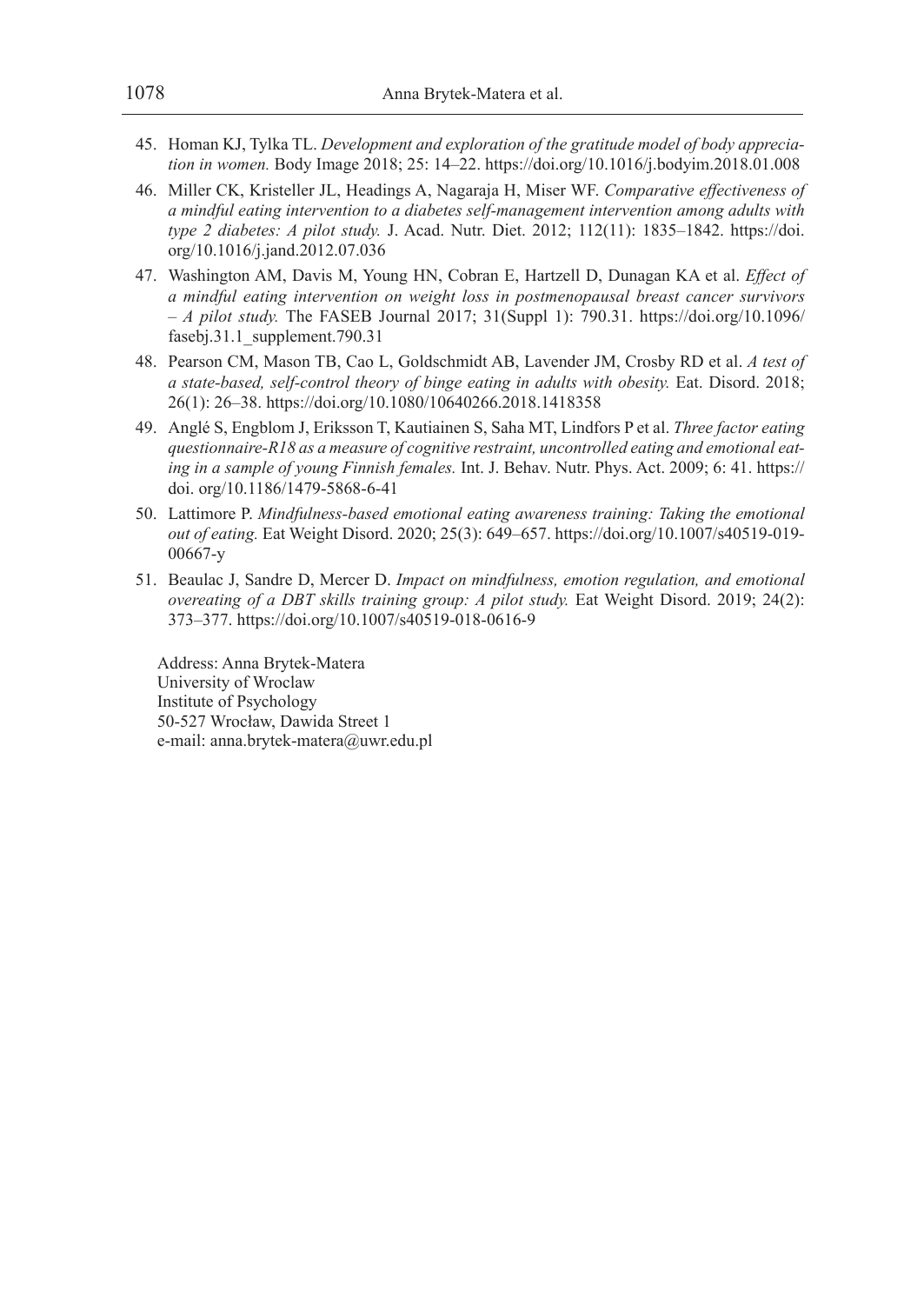45. Homan KJ, Tylka TL. *Development and exploration of the gratitude model of body appreciation in women.* Body Image 2018; 25: 14–22. https://doi.org/10.1016/j.bodyim.2018.01.008

46. Miller CK, Kristeller JL, Headings A, Nagaraja H, Miser WF. *Comparative effectiveness of a mindful eating intervention to a diabetes self-management intervention among adults with type 2 diabetes: A pilot study.* J. Acad. Nutr. Diet. 2012; 112(11): 1835–1842. https://doi.org/10.1016/j.jand.2012.07.036

47. Washington AM, Davis M, Young HN, Cobran E, Hartzell D, Dunagan KA et al. *Effect of a mindful eating intervention on weight loss in postmenopausal breast cancer survivors – A pilot study.* The FASEB Journal 2017; 31(Suppl 1): 790.31. https://doi.org/10.1096/fasebj.31.1_supplement.790.31

48. Pearson CM, Mason TB, Cao L, Goldschmidt AB, Lavender JM, Crosby RD et al. *A test of a state-based, self-control theory of binge eating in adults with obesity.* Eat. Disord. 2018; 26(1): 26–38. https://doi.org/10.1080/10640266.2018.1418358

49. Anglé S, Engblom J, Eriksson T, Kautiainen S, Saha MT, Lindfors P et al. *Three factor eating questionnaire-R18 as a measure of cognitive restraint, uncontrolled eating and emotional eating in a sample of young Finnish females.* Int. J. Behav. Nutr. Phys. Act. 2009; 6: 41. https://doi. org/10.1186/1479-5868-6-41

50. Lattimore P. *Mindfulness-based emotional eating awareness training: Taking the emotional out of eating.* Eat Weight Disord. 2020; 25(3): 649–657. https://doi.org/10.1007/s40519-019-00667-y

51. Beaulac J, Sandre D, Mercer D. *Impact on mindfulness, emotion regulation, and emotional overeating of a DBT skills training group: A pilot study.* Eat Weight Disord. 2019; 24(2): 373–377. https://doi.org/10.1007/s40519-018-0616-9

Address: Anna Brytek-Matera
University of Wroclaw
Institute of Psychology
50-527 Wrocław, Dawida Street 1
e-mail: anna.brytek-matera@uwr.edu.pl